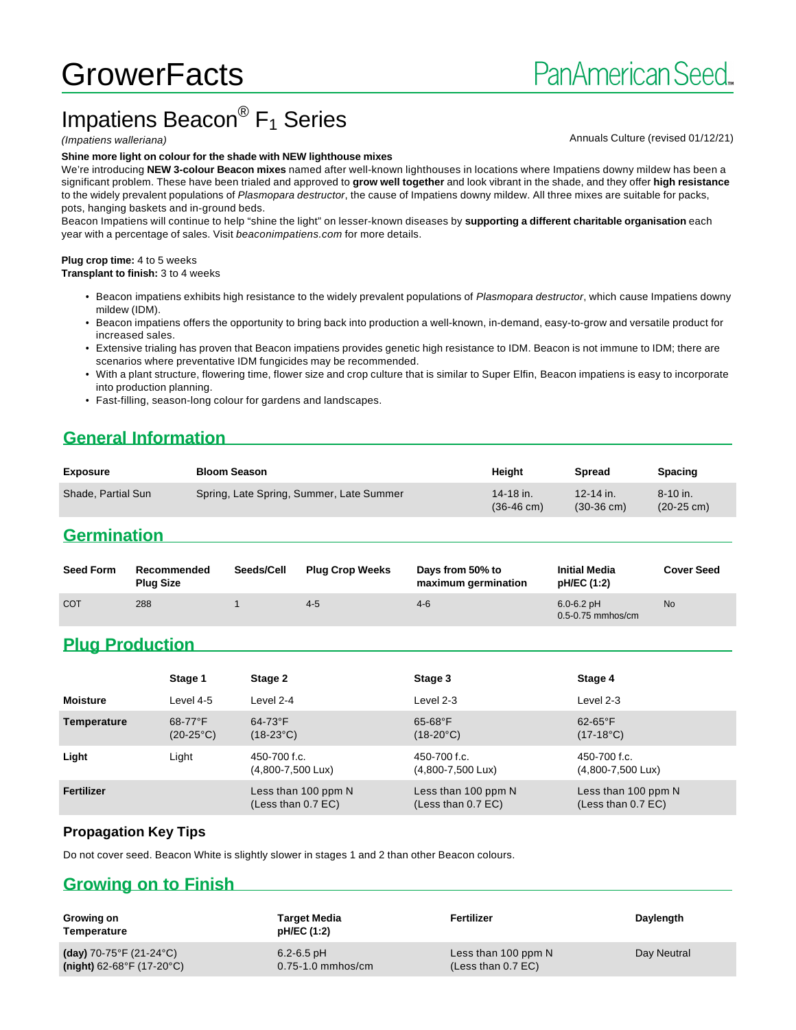# GrowerFacts

PanAmerican Seed

## Impatiens Beacon® $F_1$ Series

*(Impatiens walleriana)*

Annuals Culture (revised 01/12/21)

**Shine more light on colour for the shade with NEW lighthouse mixes**

We're introducing **NEW 3-colour Beacon mixes** named after well-known lighthouses in locations where Impatiens downy mildew has been a significant problem. These have been trialed and approved to **grow well together** and look vibrant in the shade, and they offer **high resistance** to the widely prevalent populations of *Plasmopara destructor*, the cause of Impatiens downy mildew. All three mixes are suitable for packs, pots, hanging baskets and in-ground beds.

Beacon Impatiens will continue to help "shine the light" on lesser-known diseases by **supporting a different charitable organisation** each year with a percentage of sales. Visit *beaconimpatiens.com* for more details.

**Plug crop time:** 4 to 5 weeks
**Transplant to finish:** 3 to 4 weeks

- Beacon impatiens exhibits high resistance to the widely prevalent populations of *Plasmopara destructor*, which cause Impatiens downy mildew (IDM).
- Beacon impatiens offers the opportunity to bring back into production a well-known, in-demand, easy-to-grow and versatile product for increased sales.
- Extensive trialing has proven that Beacon impatiens provides genetic high resistance to IDM. Beacon is not immune to IDM; there are scenarios where preventative IDM fungicides may be recommended.
- With a plant structure, flowering time, flower size and crop culture that is similar to Super Elfin, Beacon impatiens is easy to incorporate into production planning.
- Fast-filling, season-long colour for gardens and landscapes.

## General Information

| Exposure | Bloom Season | Height | Spread | Spacing |
|---|---|---|---|---|
| Shade, Partial Sun | Spring, Late Spring, Summer, Late Summer | 14-18 in. (36-46 cm) | 12-14 in. (30-36 cm) | 8-10 in. (20-25 cm) |

## Germination

| Seed Form | Recommended Plug Size | Seeds/Cell | Plug Crop Weeks | Days from 50% to maximum germination | Initial Media pH/EC (1:2) | Cover Seed |
|---|---|---|---|---|---|---|
| COT | 288 | 1 | 4-5 | 4-6 | 6.0-6.2 pH 0.5-0.75 mmhos/cm | No |

## Plug Production

| | Stage 1 | Stage 2 | Stage 3 | Stage 4 |
|---|---|---|---|---|
| **Moisture** | Level 4-5 | Level 2-4 | Level 2-3 | Level 2-3 |
| **Temperature** | 68-77°F (20-25°C) | 64-73°F (18-23°C) | 65-68°F (18-20°C) | 62-65°F (17-18°C) |
| **Light** | Light | 450-700 f.c. (4,800-7,500 Lux) | 450-700 f.c. (4,800-7,500 Lux) | 450-700 f.c. (4,800-7,500 Lux) |
| **Fertilizer** | | Less than 100 ppm N (Less than 0.7 EC) | Less than 100 ppm N (Less than 0.7 EC) | Less than 100 ppm N (Less than 0.7 EC) |

### Propagation Key Tips

Do not cover seed. Beacon White is slightly slower in stages 1 and 2 than other Beacon colours.

## Growing on to Finish

| Growing on Temperature | Target Media pH/EC (1:2) | Fertilizer | Daylength |
|---|---|---|---|
| **(day)** 70-75°F (21-24°C) **(night)** 62-68°F (17-20°C) | 6.2-6.5 pH 0.75-1.0 mmhos/cm | Less than 100 ppm N (Less than 0.7 EC) | Day Neutral |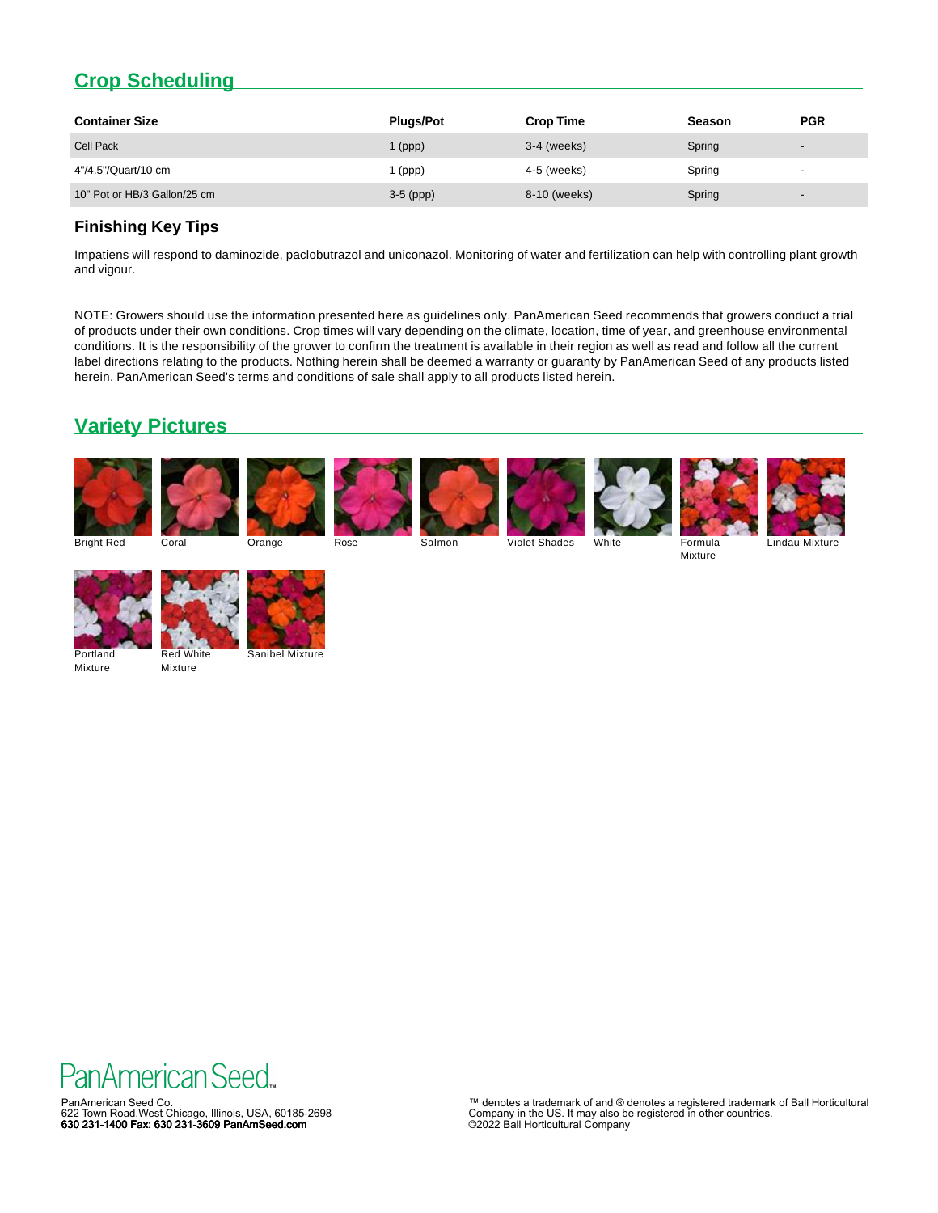## Crop Scheduling

| Container Size | Plugs/Pot | Crop Time | Season | PGR |
|---|---|---|---|---|
| Cell Pack | 1 (ppp) | 3-4 (weeks) | Spring | - |
| 4"/4.5"/Quart/10 cm | 1 (ppp) | 4-5 (weeks) | Spring | - |
| 10" Pot or HB/3 Gallon/25 cm | 3-5 (ppp) | 8-10 (weeks) | Spring | - |

### Finishing Key Tips

Impatiens will respond to daminozide, paclobutrazol and uniconazol. Monitoring of water and fertilization can help with controlling plant growth and vigour.

NOTE: Growers should use the information presented here as guidelines only. PanAmerican Seed recommends that growers conduct a trial of products under their own conditions. Crop times will vary depending on the climate, location, time of year, and greenhouse environmental conditions. It is the responsibility of the grower to confirm the treatment is available in their region as well as read and follow all the current label directions relating to the products. Nothing herein shall be deemed a warranty or guaranty by PanAmerican Seed of any products listed herein. PanAmerican Seed's terms and conditions of sale shall apply to all products listed herein.

## Variety Pictures

Bright Red

Coral

Orange

Rose

Salmon

Violet Shades

White

Formula Mixture

Lindau Mixture

Portland Mixture

Red White Mixture

Sanibel Mixture

PanAmerican Seed Co.
622 Town Road,West Chicago, Illinois, USA, 60185-2698
630 231-1400 Fax: 630 231-3609 PanAmSeed.com

™ denotes a trademark of and ® denotes a registered trademark of Ball Horticultural Company in the US. It may also be registered in other countries.
©2022 Ball Horticultural Company